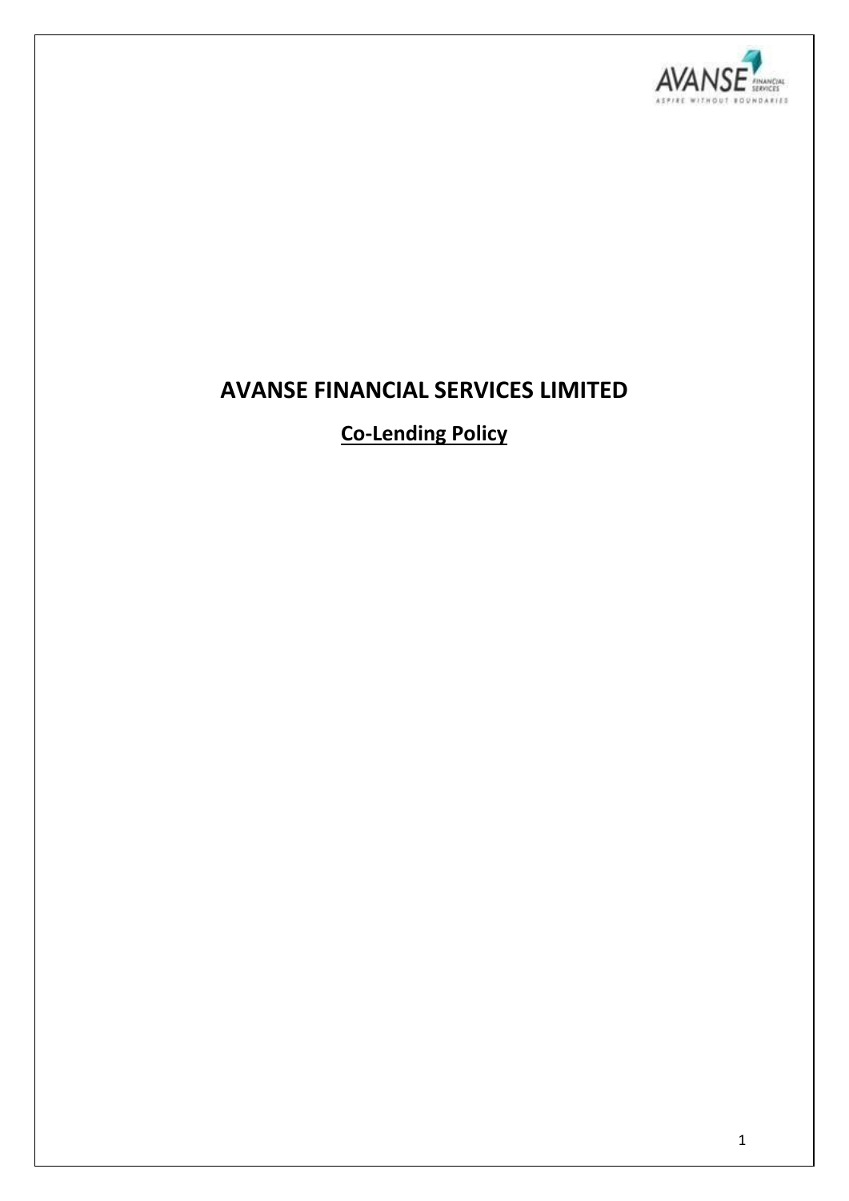# AVANSE FINANCIAL SERVICES LIMITED

## Co-Lending Policy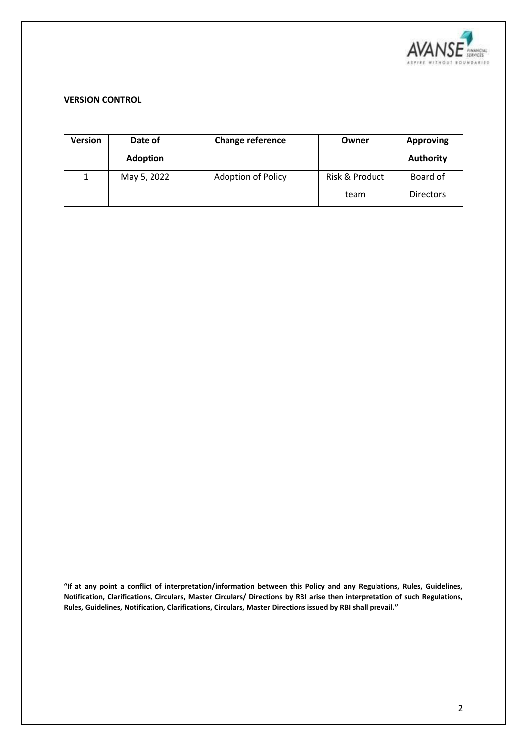**VERSION CONTROL**

| Version | Date of Adoption | Change reference | Owner | Approving Authority |
|---|---|---|---|---|
| 1 | May 5, 2022 | Adoption of Policy | Risk & Product team | Board of Directors |

**"If at any point a conflict of interpretation/information between this Policy and any Regulations, Rules, Guidelines, Notification, Clarifications, Circulars, Master Circulars/ Directions by RBI arise then interpretation of such Regulations, Rules, Guidelines, Notification, Clarifications, Circulars, Master Directions issued by RBI shall prevail."**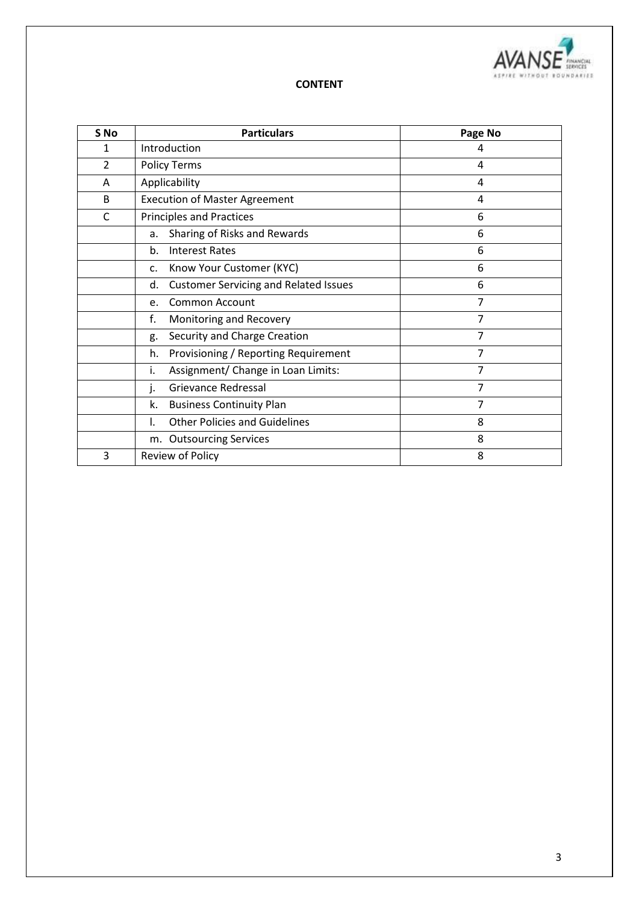**CONTENT**

| S No | Particulars | Page No |
|---|---|---|
| 1 | Introduction | 4 |
| 2 | Policy Terms | 4 |
| A | Applicability | 4 |
| B | Execution of Master Agreement | 4 |
| C | Principles and Practices | 6 |
| | a. Sharing of Risks and Rewards | 6 |
| | b. Interest Rates | 6 |
| | c. Know Your Customer (KYC) | 6 |
| | d. Customer Servicing and Related Issues | 6 |
| | e. Common Account | 7 |
| | f. Monitoring and Recovery | 7 |
| | g. Security and Charge Creation | 7 |
| | h. Provisioning / Reporting Requirement | 7 |
| | i. Assignment/ Change in Loan Limits: | 7 |
| | j. Grievance Redressal | 7 |
| | k. Business Continuity Plan | 7 |
| | l. Other Policies and Guidelines | 8 |
| | m. Outsourcing Services | 8 |
| 3 | Review of Policy | 8 |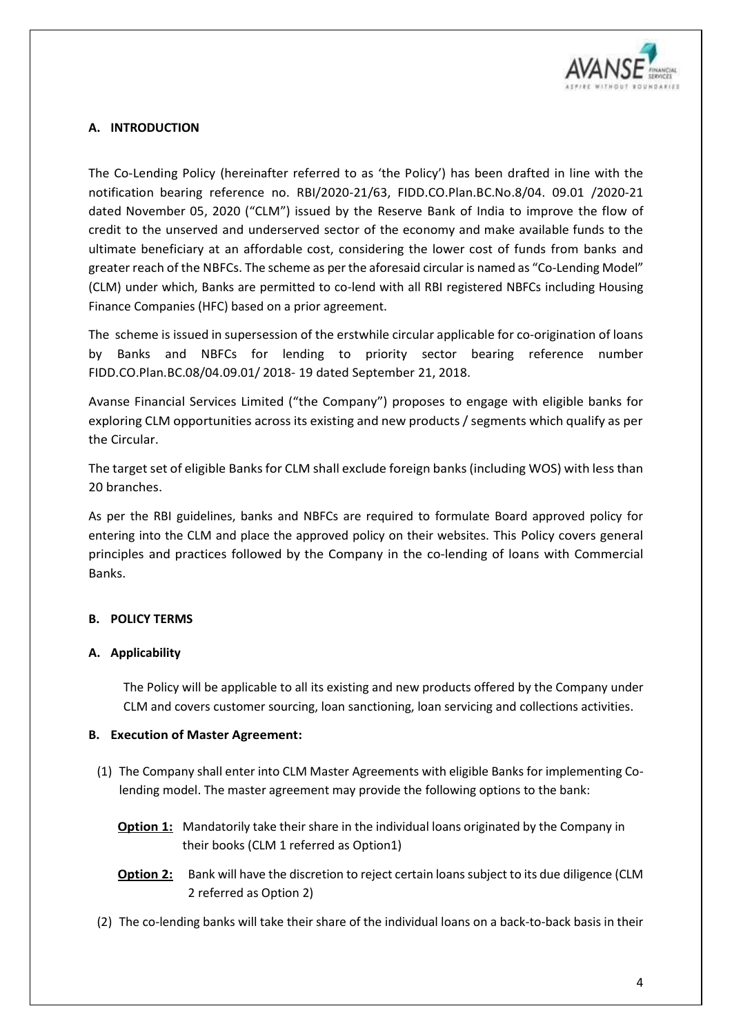## A. INTRODUCTION

The Co-Lending Policy (hereinafter referred to as 'the Policy') has been drafted in line with the notification bearing reference no. RBI/2020-21/63, FIDD.CO.Plan.BC.No.8/04. 09.01 /2020-21 dated November 05, 2020 ("CLM") issued by the Reserve Bank of India to improve the flow of credit to the unserved and underserved sector of the economy and make available funds to the ultimate beneficiary at an affordable cost, considering the lower cost of funds from banks and greater reach of the NBFCs. The scheme as per the aforesaid circular is named as "Co-Lending Model" (CLM) under which, Banks are permitted to co-lend with all RBI registered NBFCs including Housing Finance Companies (HFC) based on a prior agreement.

The scheme is issued in supersession of the erstwhile circular applicable for co-origination of loans by Banks and NBFCs for lending to priority sector bearing reference number FIDD.CO.Plan.BC.08/04.09.01/ 2018- 19 dated September 21, 2018.

Avanse Financial Services Limited ("the Company") proposes to engage with eligible banks for exploring CLM opportunities across its existing and new products / segments which qualify as per the Circular.

The target set of eligible Banks for CLM shall exclude foreign banks (including WOS) with less than 20 branches.

As per the RBI guidelines, banks and NBFCs are required to formulate Board approved policy for entering into the CLM and place the approved policy on their websites. This Policy covers general principles and practices followed by the Company in the co-lending of loans with Commercial Banks.

## B. POLICY TERMS

### A. Applicability

The Policy will be applicable to all its existing and new products offered by the Company under CLM and covers customer sourcing, loan sanctioning, loan servicing and collections activities.

### B. Execution of Master Agreement:

(1) The Company shall enter into CLM Master Agreements with eligible Banks for implementing Co-lending model. The master agreement may provide the following options to the bank:

**Option 1:** Mandatorily take their share in the individual loans originated by the Company in their books (CLM 1 referred as Option1)

**Option 2:** Bank will have the discretion to reject certain loans subject to its due diligence (CLM 2 referred as Option 2)

(2) The co-lending banks will take their share of the individual loans on a back-to-back basis in their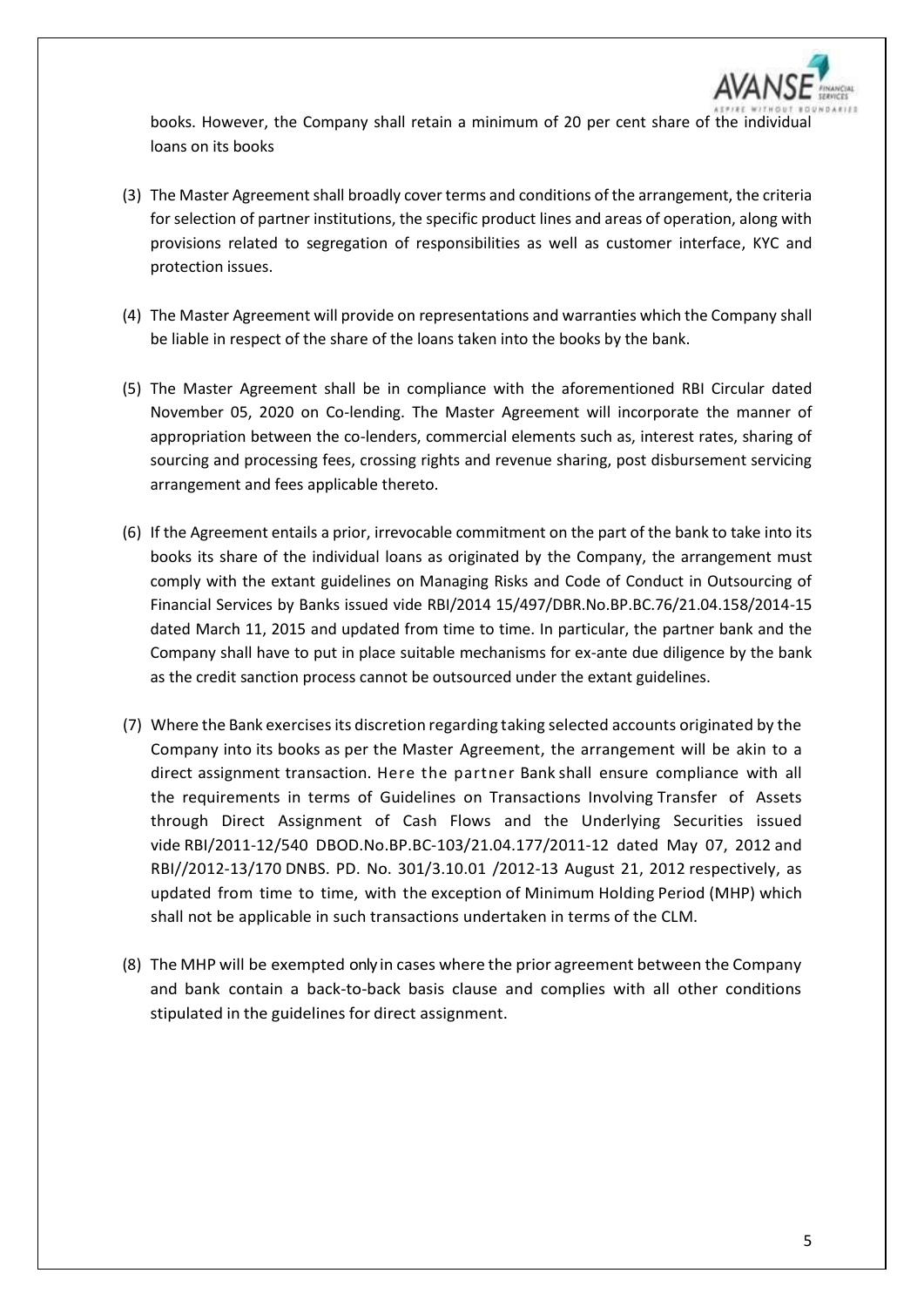books. However, the Company shall retain a minimum of 20 per cent share of the individual loans on its books

(3) The Master Agreement shall broadly cover terms and conditions of the arrangement, the criteria for selection of partner institutions, the specific product lines and areas of operation, along with provisions related to segregation of responsibilities as well as customer interface, KYC and protection issues.

(4) The Master Agreement will provide on representations and warranties which the Company shall be liable in respect of the share of the loans taken into the books by the bank.

(5) The Master Agreement shall be in compliance with the aforementioned RBI Circular dated November 05, 2020 on Co-lending. The Master Agreement will incorporate the manner of appropriation between the co-lenders, commercial elements such as, interest rates, sharing of sourcing and processing fees, crossing rights and revenue sharing, post disbursement servicing arrangement and fees applicable thereto.

(6) If the Agreement entails a prior, irrevocable commitment on the part of the bank to take into its books its share of the individual loans as originated by the Company, the arrangement must comply with the extant guidelines on Managing Risks and Code of Conduct in Outsourcing of Financial Services by Banks issued vide RBI/2014 15/497/DBR.No.BP.BC.76/21.04.158/2014-15 dated March 11, 2015 and updated from time to time. In particular, the partner bank and the Company shall have to put in place suitable mechanisms for ex-ante due diligence by the bank as the credit sanction process cannot be outsourced under the extant guidelines.

(7) Where the Bank exercises its discretion regarding taking selected accounts originated by the Company into its books as per the Master Agreement, the arrangement will be akin to a direct assignment transaction. Here the partner Bank shall ensure compliance with all the requirements in terms of Guidelines on Transactions Involving Transfer of Assets through Direct Assignment of Cash Flows and the Underlying Securities issued vide RBI/2011-12/540 DBOD.No.BP.BC-103/21.04.177/2011-12 dated May 07, 2012 and RBI//2012-13/170 DNBS. PD. No. 301/3.10.01 /2012-13 August 21, 2012 respectively, as updated from time to time, with the exception of Minimum Holding Period (MHP) which shall not be applicable in such transactions undertaken in terms of the CLM.

(8) The MHP will be exempted only in cases where the prior agreement between the Company and bank contain a back-to-back basis clause and complies with all other conditions stipulated in the guidelines for direct assignment.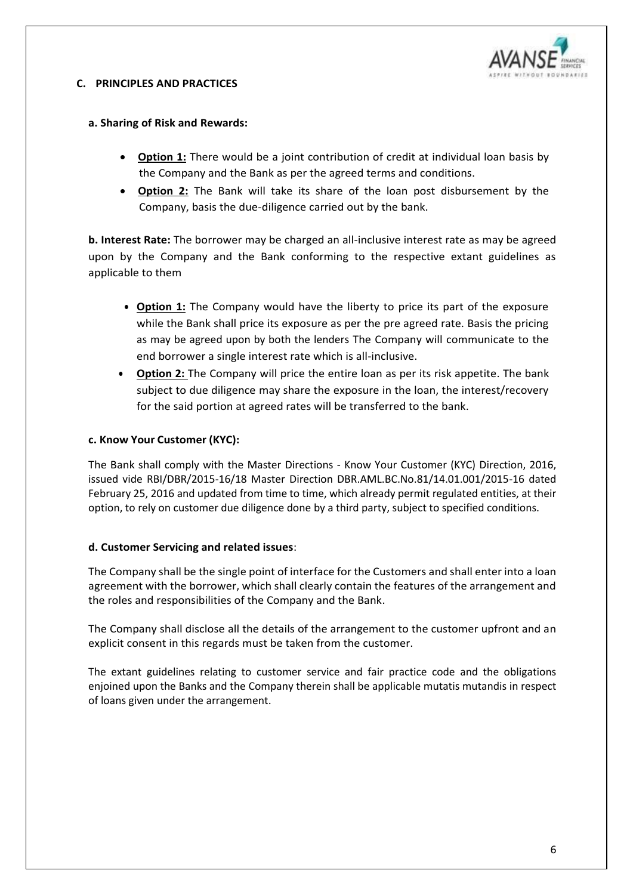## C. PRINCIPLES AND PRACTICES

### a. Sharing of Risk and Rewards:

- **Option 1:** There would be a joint contribution of credit at individual loan basis by the Company and the Bank as per the agreed terms and conditions.
- **Option 2:** The Bank will take its share of the loan post disbursement by the Company, basis the due-diligence carried out by the bank.

**b. Interest Rate:** The borrower may be charged an all-inclusive interest rate as may be agreed upon by the Company and the Bank conforming to the respective extant guidelines as applicable to them

- **Option 1:** The Company would have the liberty to price its part of the exposure while the Bank shall price its exposure as per the pre agreed rate. Basis the pricing as may be agreed upon by both the lenders The Company will communicate to the end borrower a single interest rate which is all-inclusive.
- **Option 2:** The Company will price the entire loan as per its risk appetite. The bank subject to due diligence may share the exposure in the loan, the interest/recovery for the said portion at agreed rates will be transferred to the bank.

### c. Know Your Customer (KYC):

The Bank shall comply with the Master Directions - Know Your Customer (KYC) Direction, 2016, issued vide RBI/DBR/2015-16/18 Master Direction DBR.AML.BC.No.81/14.01.001/2015-16 dated February 25, 2016 and updated from time to time, which already permit regulated entities, at their option, to rely on customer due diligence done by a third party, subject to specified conditions.

### d. Customer Servicing and related issues:

The Company shall be the single point of interface for the Customers and shall enter into a loan agreement with the borrower, which shall clearly contain the features of the arrangement and the roles and responsibilities of the Company and the Bank.

The Company shall disclose all the details of the arrangement to the customer upfront and an explicit consent in this regards must be taken from the customer.

The extant guidelines relating to customer service and fair practice code and the obligations enjoined upon the Banks and the Company therein shall be applicable mutatis mutandis in respect of loans given under the arrangement.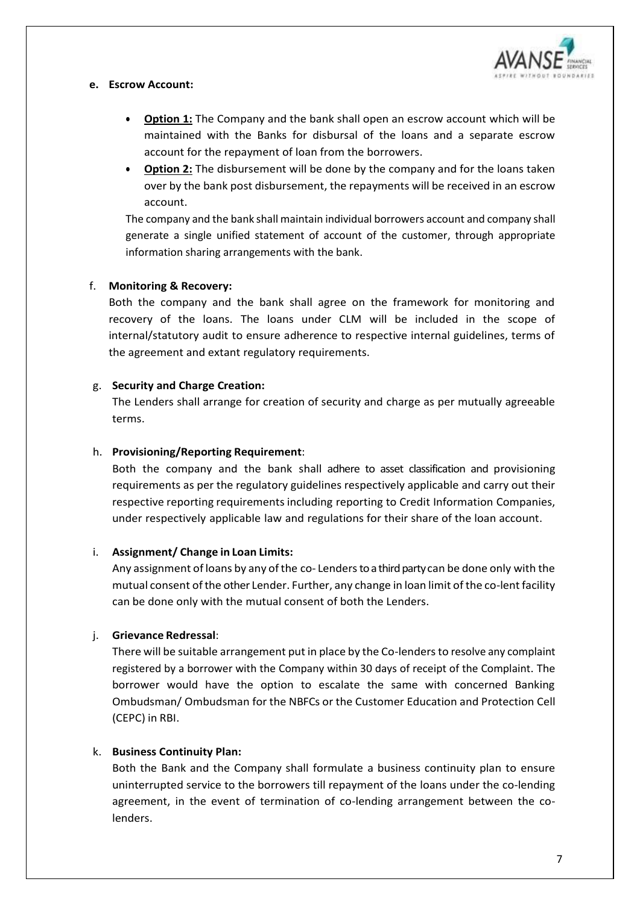**e. Escrow Account:**

- **Option 1:** The Company and the bank shall open an escrow account which will be maintained with the Banks for disbursal of the loans and a separate escrow account for the repayment of loan from the borrowers.
- **Option 2:** The disbursement will be done by the company and for the loans taken over by the bank post disbursement, the repayments will be received in an escrow account.

The company and the bank shall maintain individual borrowers account and company shall generate a single unified statement of account of the customer, through appropriate information sharing arrangements with the bank.

f. **Monitoring & Recovery:**

Both the company and the bank shall agree on the framework for monitoring and recovery of the loans. The loans under CLM will be included in the scope of internal/statutory audit to ensure adherence to respective internal guidelines, terms of the agreement and extant regulatory requirements.

g. **Security and Charge Creation:**

The Lenders shall arrange for creation of security and charge as per mutually agreeable terms.

h. **Provisioning/Reporting Requirement**:

Both the company and the bank shall adhere to asset classification and provisioning requirements as per the regulatory guidelines respectively applicable and carry out their respective reporting requirements including reporting to Credit Information Companies, under respectively applicable law and regulations for their share of the loan account.

i. **Assignment/ Change in Loan Limits:**

Any assignment of loans by any of the co- Lenders to a third party can be done only with the mutual consent of the other Lender. Further, any change in loan limit of the co-lent facility can be done only with the mutual consent of both the Lenders.

j. **Grievance Redressal**:

There will be suitable arrangement put in place by the Co-lenders to resolve any complaint registered by a borrower with the Company within 30 days of receipt of the Complaint. The borrower would have the option to escalate the same with concerned Banking Ombudsman/ Ombudsman for the NBFCs or the Customer Education and Protection Cell (CEPC) in RBI.

k. **Business Continuity Plan:**

Both the Bank and the Company shall formulate a business continuity plan to ensure uninterrupted service to the borrowers till repayment of the loans under the co-lending agreement, in the event of termination of co-lending arrangement between the co-lenders.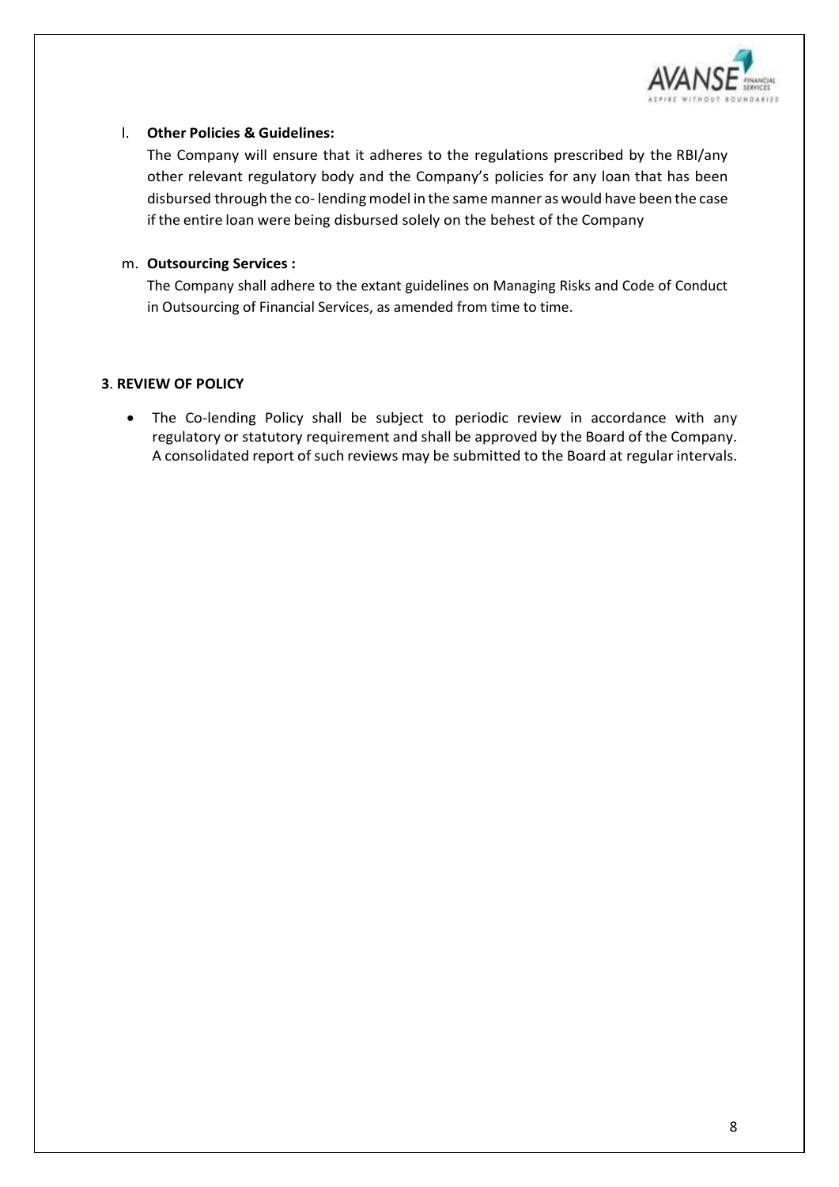l. **Other Policies & Guidelines:**

The Company will ensure that it adheres to the regulations prescribed by the RBI/any other relevant regulatory body and the Company's policies for any loan that has been disbursed through the co- lending model in the same manner as would have been the case if the entire loan were being disbursed solely on the behest of the Company

m. **Outsourcing Services :**

The Company shall adhere to the extant guidelines on Managing Risks and Code of Conduct in Outsourcing of Financial Services, as amended from time to time.

**3**. **REVIEW OF POLICY**

- The Co-lending Policy shall be subject to periodic review in accordance with any regulatory or statutory requirement and shall be approved by the Board of the Company. A consolidated report of such reviews may be submitted to the Board at regular intervals.